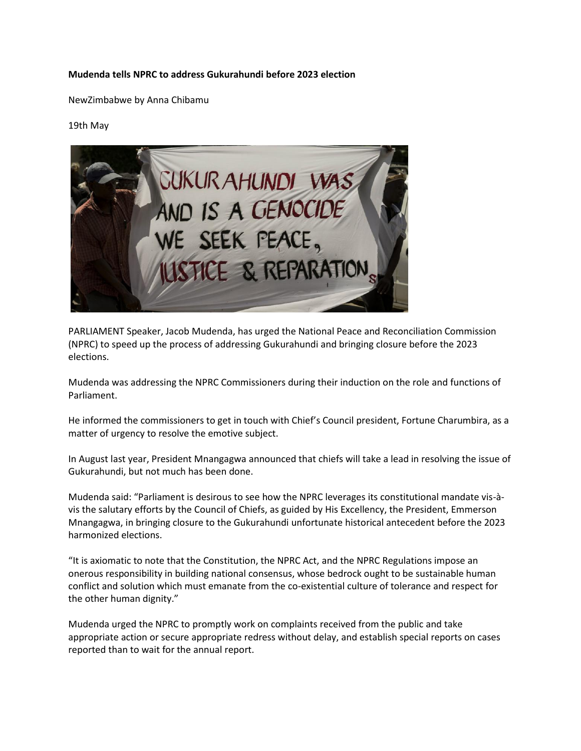**Mudenda tells NPRC to address Gukurahundi before 2023 election**

NewZimbabwe by Anna Chibamu

19th May

PARLIAMENT Speaker, Jacob Mudenda, has urged the National Peace and Reconciliation Commission (NPRC) to speed up the process of addressing Gukurahundi and bringing closure before the 2023 elections.

Mudenda was addressing the NPRC Commissioners during their induction on the role and functions of Parliament.

He informed the commissioners to get in touch with Chief's Council president, Fortune Charumbira, as a matter of urgency to resolve the emotive subject.

In August last year, President Mnangagwa announced that chiefs will take a lead in resolving the issue of Gukurahundi, but not much has been done.

Mudenda said: "Parliament is desirous to see how the NPRC leverages its constitutional mandate vis-à-vis the salutary efforts by the Council of Chiefs, as guided by His Excellency, the President, Emmerson Mnangagwa, in bringing closure to the Gukurahundi unfortunate historical antecedent before the 2023 harmonized elections.

"It is axiomatic to note that the Constitution, the NPRC Act, and the NPRC Regulations impose an onerous responsibility in building national consensus, whose bedrock ought to be sustainable human conflict and solution which must emanate from the co-existential culture of tolerance and respect for the other human dignity."

Mudenda urged the NPRC to promptly work on complaints received from the public and take appropriate action or secure appropriate redress without delay, and establish special reports on cases reported than to wait for the annual report.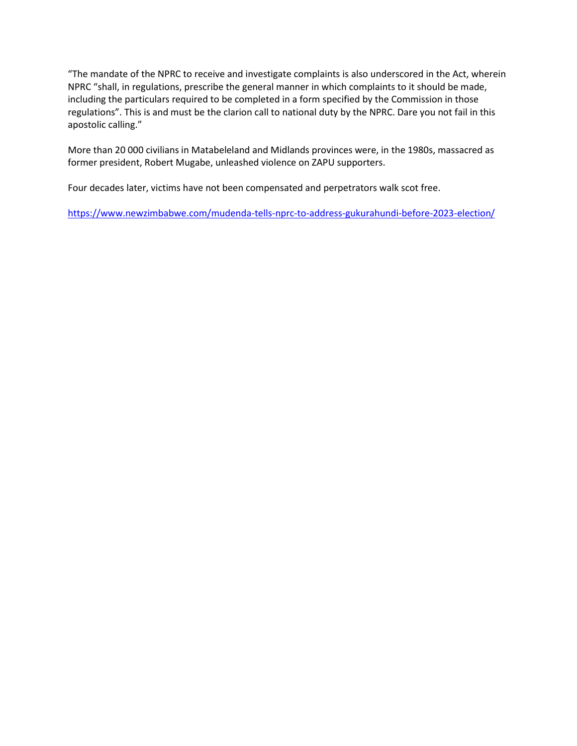"The mandate of the NPRC to receive and investigate complaints is also underscored in the Act, wherein NPRC "shall, in regulations, prescribe the general manner in which complaints to it should be made, including the particulars required to be completed in a form specified by the Commission in those regulations". This is and must be the clarion call to national duty by the NPRC. Dare you not fail in this apostolic calling."

More than 20 000 civilians in Matabeleland and Midlands provinces were, in the 1980s, massacred as former president, Robert Mugabe, unleashed violence on ZAPU supporters.

Four decades later, victims have not been compensated and perpetrators walk scot free.

https://www.newzimbabwe.com/mudenda-tells-nprc-to-address-gukurahundi-before-2023-election/